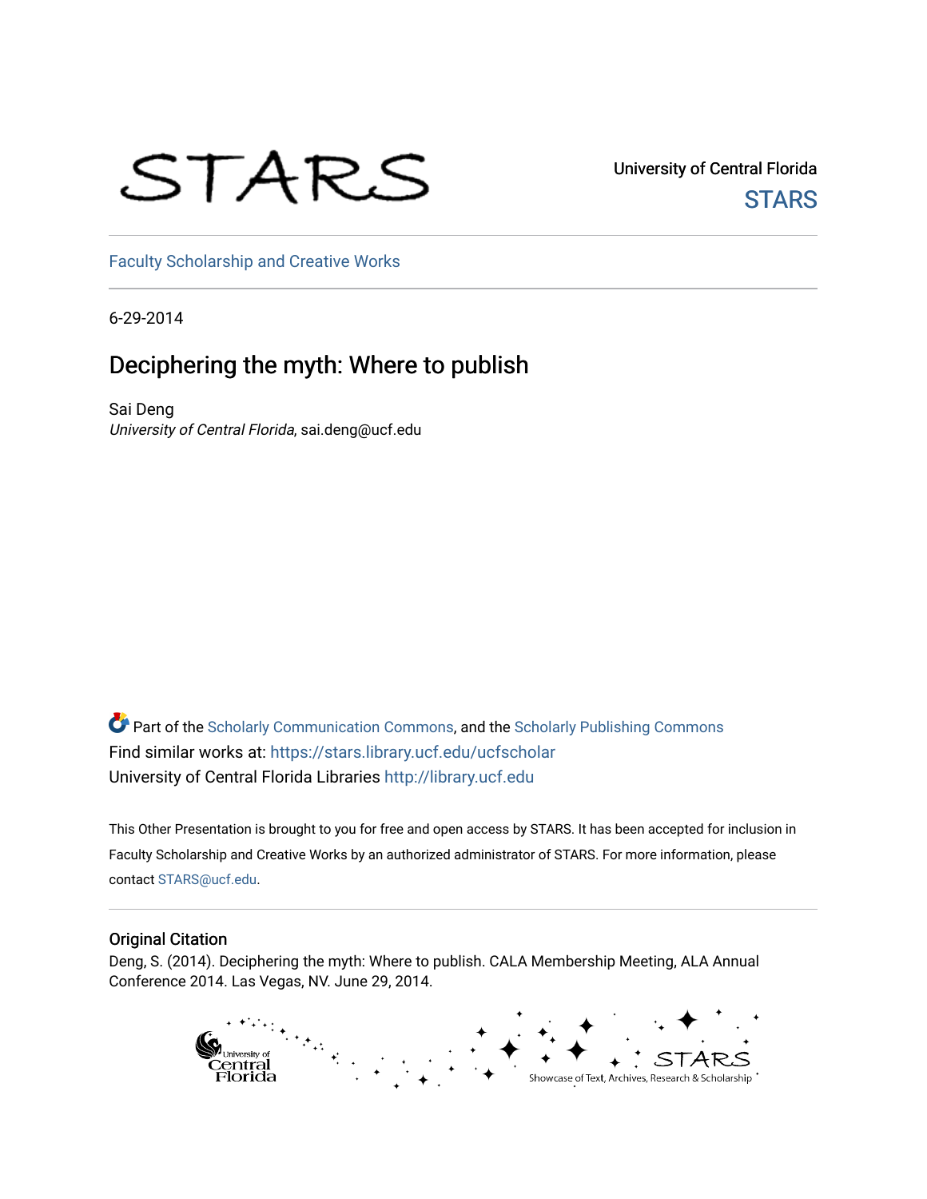University of Central Florida

STARS

Faculty Scholarship and Creative Works

6-29-2014

# Deciphering the myth: Where to publish

Sai Deng
*University of Central Florida*, sai.deng@ucf.edu

Part of the Scholarly Communication Commons, and the Scholarly Publishing Commons
Find similar works at: https://stars.library.ucf.edu/ucfscholar
University of Central Florida Libraries http://library.ucf.edu

This Other Presentation is brought to you for free and open access by STARS. It has been accepted for inclusion in Faculty Scholarship and Creative Works by an authorized administrator of STARS. For more information, please contact STARS@ucf.edu.

## Original Citation

Deng, S. (2014). Deciphering the myth: Where to publish. CALA Membership Meeting, ALA Annual Conference 2014. Las Vegas, NV. June 29, 2014.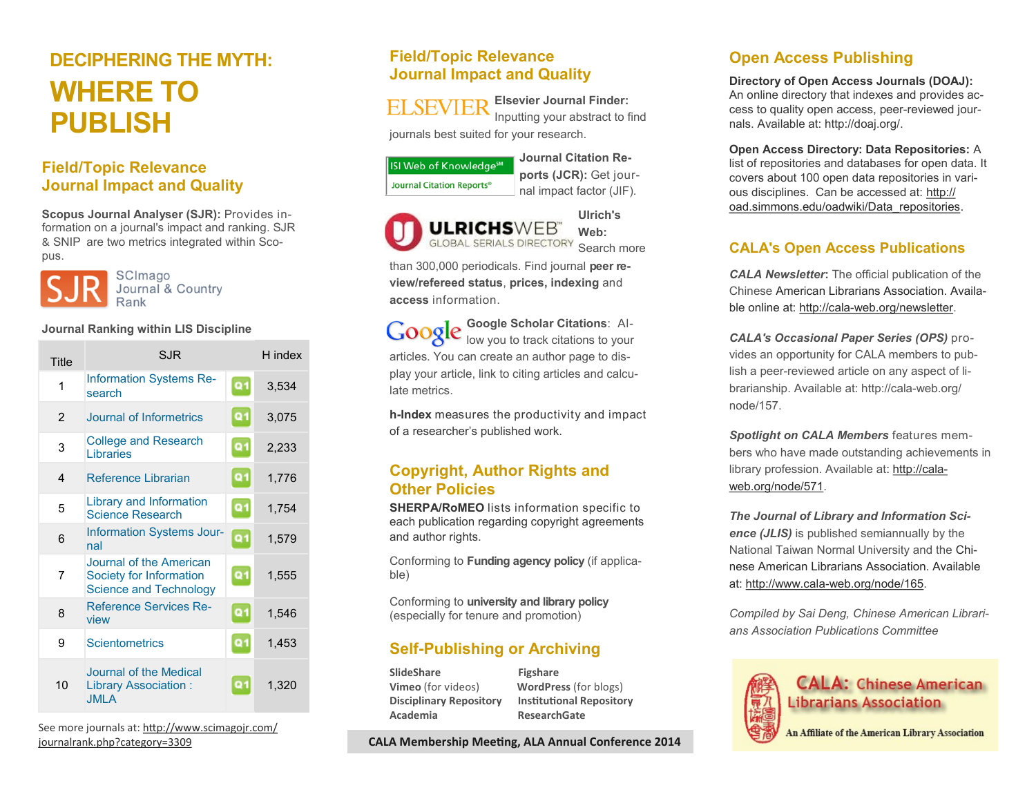# DECIPHERING THE MYTH:

# WHERE TO PUBLISH

## Field/Topic Relevance Journal Impact and Quality

**Scopus Journal Analyser (SJR):** Provides information on a journal's impact and ranking. SJR & SNIP are two metrics integrated within Scopus.

SJR SCImago Journal & Country Rank

**Journal Ranking within LIS Discipline**

| Title | SJR | | H index |
|---|---|---|---|
| 1 | Information Systems Research | Q1 | 3,534 |
| 2 | Journal of Informetrics | Q1 | 3,075 |
| 3 | College and Research Libraries | Q1 | 2,233 |
| 4 | Reference Librarian | Q1 | 1,776 |
| 5 | Library and Information Science Research | Q1 | 1,754 |
| 6 | Information Systems Journal | Q1 | 1,579 |
| 7 | Journal of the American Society for Information Science and Technology | Q1 | 1,555 |
| 8 | Reference Services Review | Q1 | 1,546 |
| 9 | Scientometrics | Q1 | 1,453 |
| 10 | Journal of the Medical Library Association : JMLA | Q1 | 1,320 |

See more journals at: http://www.scimagojr.com/journalrank.php?category=3309

## Field/Topic Relevance Journal Impact and Quality

ELSEVIER **Elsevier Journal Finder:** Inputting your abstract to find journals best suited for your research.

ISI Web of Knowledge℠ Journal Citation Reports® **Journal Citation Reports (JCR):** Get journal impact factor (JIF).

ULRICHSWEB™ GLOBAL SERIALS DIRECTORY **Ulrich's Web:** Search more than 300,000 periodicals. Find journal **peer review/refereed status**, **prices**, **indexing** and **access** information.

Google **Google Scholar Citations**: Allow you to track citations to your articles. You can create an author page to display your article, link to citing articles and calculate metrics.

**h-Index** measures the productivity and impact of a researcher's published work.

## Copyright, Author Rights and Other Policies

**SHERPA/RoMEO** lists information specific to each publication regarding copyright agreements and author rights.

Conforming to **Funding agency policy** (if applicable)

Conforming to **university and library policy** (especially for tenure and promotion)

## Self-Publishing or Archiving

**SlideShare**
**Vimeo** (for videos)
**Disciplinary Repository**
**Academia**
**Figshare**
**WordPress** (for blogs)
**Institutional Repository**
**ResearchGate**

**CALA Membership Meeting, ALA Annual Conference 2014**

## Open Access Publishing

**Directory of Open Access Journals (DOAJ):** An online directory that indexes and provides access to quality open access, peer-reviewed journals. Available at: http://doaj.org/.

**Open Access Directory: Data Repositories:** A list of repositories and databases for open data. It covers about 100 open data repositories in various disciplines. Can be accessed at: http://oad.simmons.edu/oadwiki/Data_repositories.

## CALA's Open Access Publications

***CALA Newsletter***: The official publication of the Chinese American Librarians Association. Available online at: http://cala-web.org/newsletter.

***CALA's Occasional Paper Series (OPS)*** provides an opportunity for CALA members to publish a peer-reviewed article on any aspect of librarianship. Available at: http://cala-web.org/node/157.

***Spotlight on CALA Members*** features members who have made outstanding achievements in library profession. Available at: http://cala-web.org/node/571.

***The Journal of Library and Information Science (JLIS)*** is published semiannually by the National Taiwan Normal University and the Chinese American Librarians Association. Available at: http://www.cala-web.org/node/165.

*Compiled by Sai Deng, Chinese American Librarians Association Publications Committee*

CALA: Chinese American Librarians Association
An Affiliate of the American Library Association